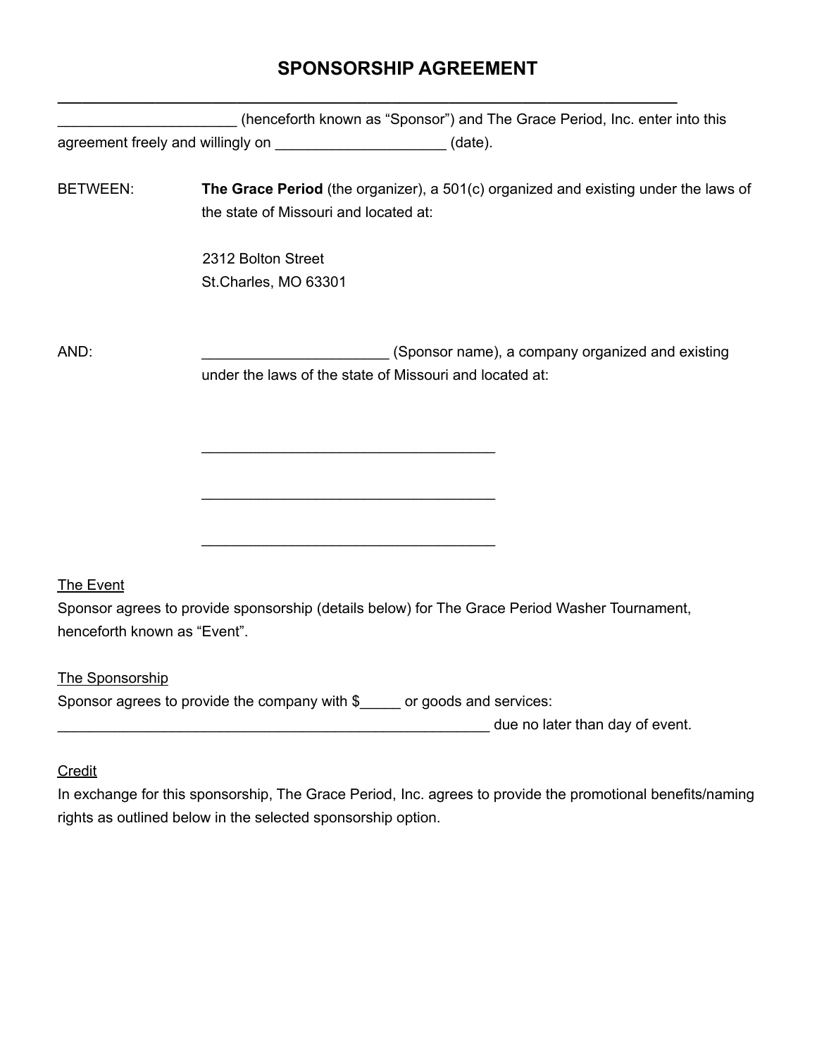# SPONSORSHIP AGREEMENT

---

______________________ (henceforth known as "Sponsor") and The Grace Period, Inc. enter into this agreement freely and willingly on _____________________ (date).

BETWEEN: **The Grace Period** (the organizer), a 501(c) organized and existing under the laws of the state of Missouri and located at:

2312 Bolton Street
St.Charles, MO 63301

AND: _______________________ (Sponsor name), a company organized and existing under the laws of the state of Missouri and located at:

____________________________________

____________________________________

____________________________________

<u>The Event</u>

Sponsor agrees to provide sponsorship (details below) for The Grace Period Washer Tournament, henceforth known as "Event".

<u>The Sponsorship</u>

Sponsor agrees to provide the company with $_____ or goods and services: _____________________________________________________ due no later than day of event.

<u>Credit</u>

In exchange for this sponsorship, The Grace Period, Inc. agrees to provide the promotional benefits/naming rights as outlined below in the selected sponsorship option.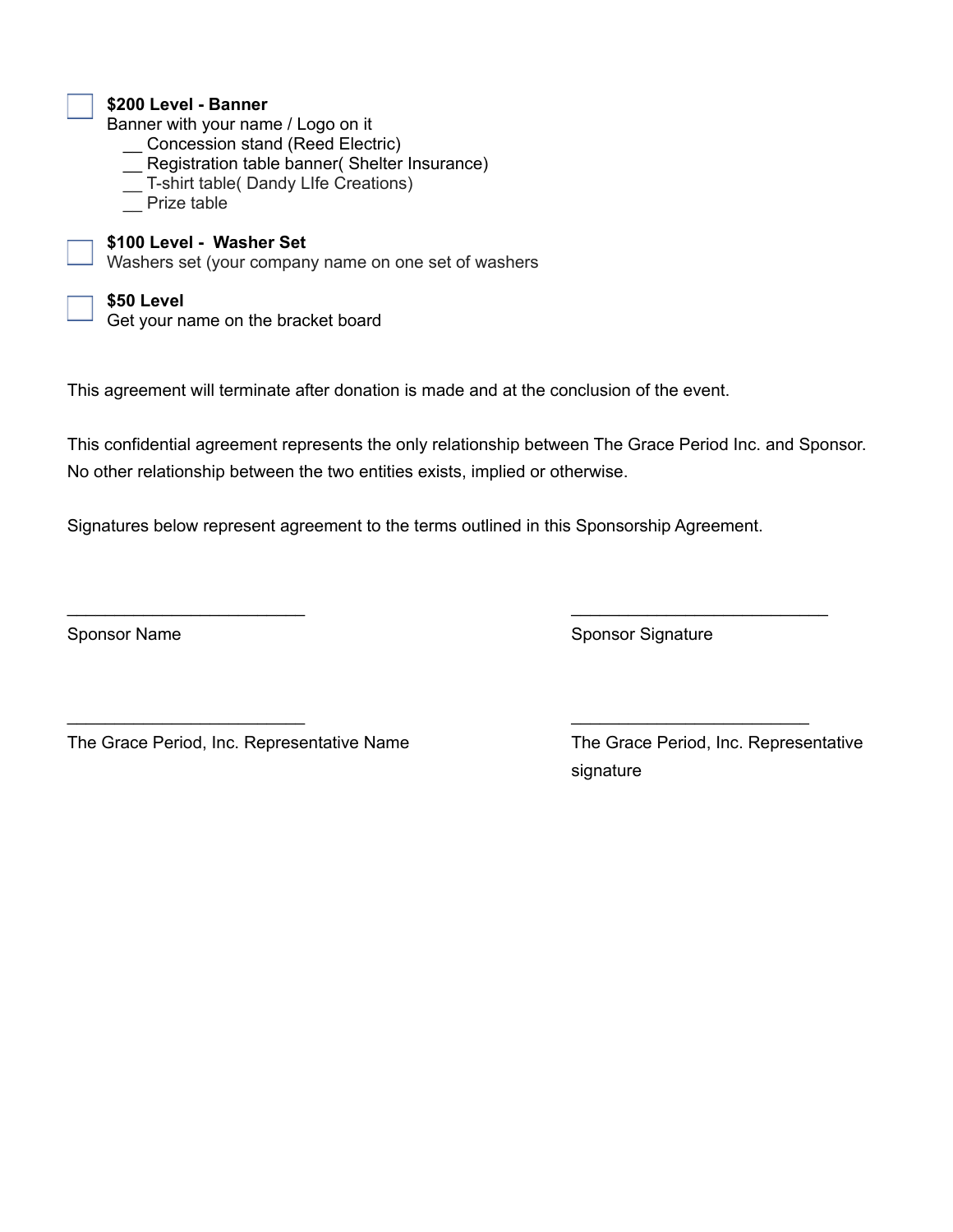- [ ] **$200 Level - Banner**
  Banner with your name / Logo on it
  __ Concession stand (Reed Electric)
  __ Registration table banner( Shelter Insurance)
  __ T-shirt table( Dandy LIfe Creations)
  __ Prize table

- [ ] **$100 Level - Washer Set**
  Washers set (your company name on one set of washers

- [ ] **$50 Level**
  Get your name on the bracket board

This agreement will terminate after donation is made and at the conclusion of the event.

This confidential agreement represents the only relationship between The Grace Period Inc. and Sponsor. No other relationship between the two entities exists, implied or otherwise.

Signatures below represent agreement to the terms outlined in this Sponsorship Agreement.

| | |
|---|---|
| ________________________ | ________________________ |
| Sponsor Name | Sponsor Signature |
| ________________________ | ________________________ |
| The Grace Period, Inc. Representative Name | The Grace Period, Inc. Representative signature |